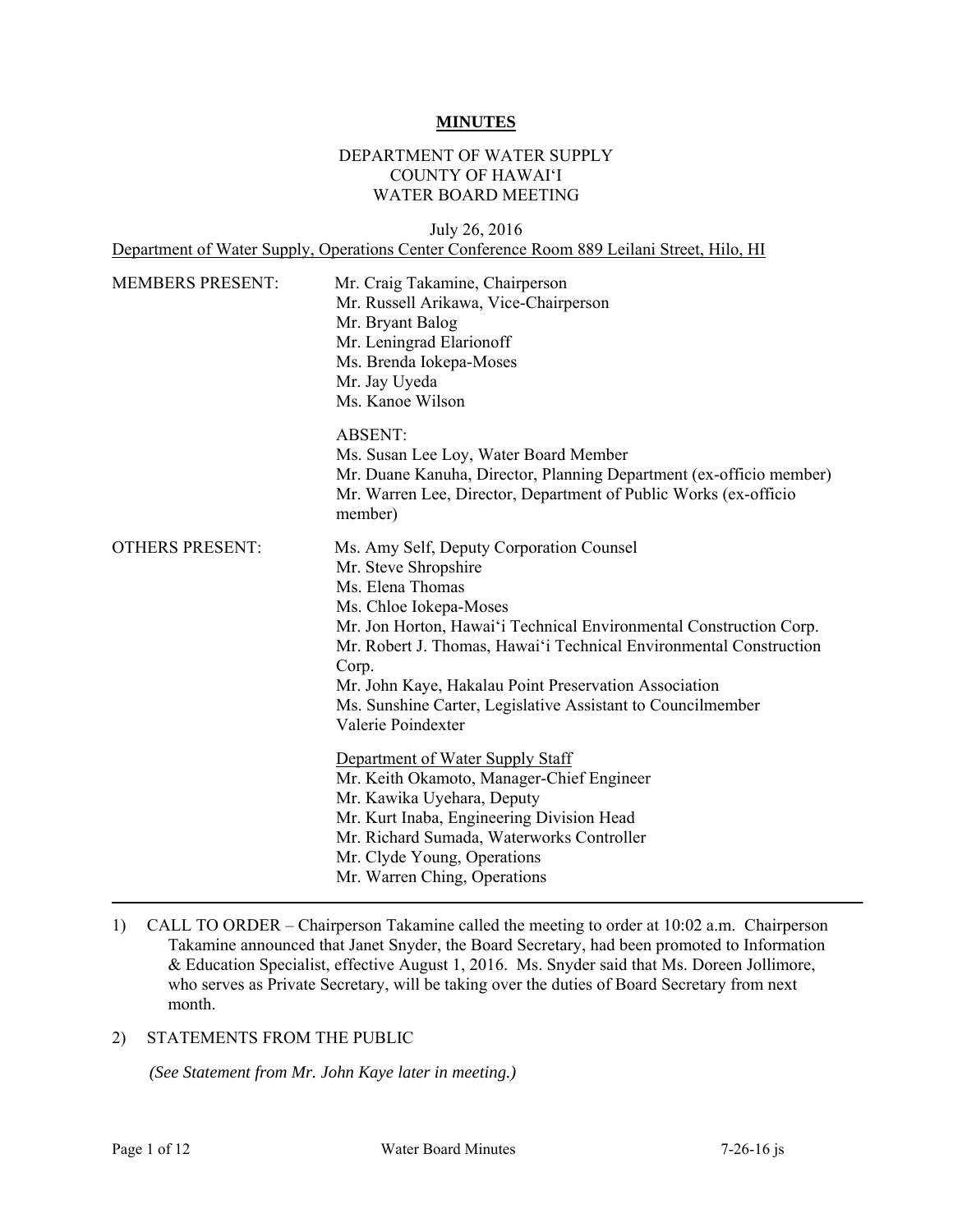# MINUTES

DEPARTMENT OF WATER SUPPLY
COUNTY OF HAWAI'I
WATER BOARD MEETING

July 26, 2016

Department of Water Supply, Operations Center Conference Room 889 Leilani Street, Hilo, HI

MEMBERS PRESENT:
- Mr. Craig Takamine, Chairperson
- Mr. Russell Arikawa, Vice-Chairperson
- Mr. Bryant Balog
- Mr. Leningrad Elarionoff
- Ms. Brenda Iokepa-Moses
- Mr. Jay Uyeda
- Ms. Kanoe Wilson

ABSENT:
- Ms. Susan Lee Loy, Water Board Member
- Mr. Duane Kanuha, Director, Planning Department (ex-officio member)
- Mr. Warren Lee, Director, Department of Public Works (ex-officio member)

OTHERS PRESENT:
- Ms. Amy Self, Deputy Corporation Counsel
- Mr. Steve Shropshire
- Ms. Elena Thomas
- Ms. Chloe Iokepa-Moses
- Mr. Jon Horton, Hawai'i Technical Environmental Construction Corp.
- Mr. Robert J. Thomas, Hawai'i Technical Environmental Construction Corp.
- Mr. John Kaye, Hakalau Point Preservation Association
- Ms. Sunshine Carter, Legislative Assistant to Councilmember Valerie Poindexter

Department of Water Supply Staff
- Mr. Keith Okamoto, Manager-Chief Engineer
- Mr. Kawika Uyehara, Deputy
- Mr. Kurt Inaba, Engineering Division Head
- Mr. Richard Sumada, Waterworks Controller
- Mr. Clyde Young, Operations
- Mr. Warren Ching, Operations

---

1) CALL TO ORDER – Chairperson Takamine called the meeting to order at 10:02 a.m. Chairperson Takamine announced that Janet Snyder, the Board Secretary, had been promoted to Information & Education Specialist, effective August 1, 2016. Ms. Snyder said that Ms. Doreen Jollimore, who serves as Private Secretary, will be taking over the duties of Board Secretary from next month.

2) STATEMENTS FROM THE PUBLIC

*(See Statement from Mr. John Kaye later in meeting.)*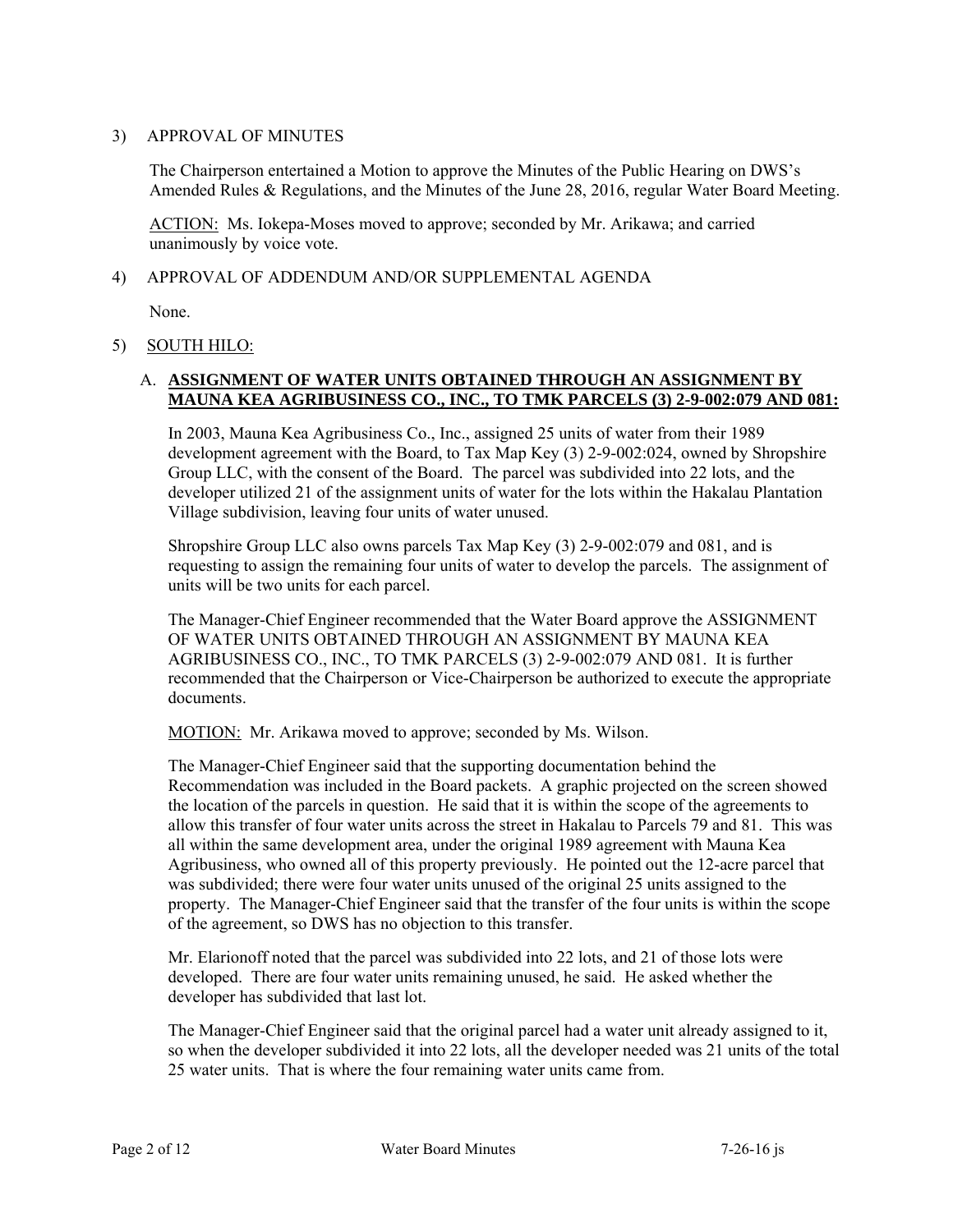3) APPROVAL OF MINUTES

The Chairperson entertained a Motion to approve the Minutes of the Public Hearing on DWS's Amended Rules & Regulations, and the Minutes of the June 28, 2016, regular Water Board Meeting.

ACTION: Ms. Iokepa-Moses moved to approve; seconded by Mr. Arikawa; and carried unanimously by voice vote.

4) APPROVAL OF ADDENDUM AND/OR SUPPLEMENTAL AGENDA

None.

5) SOUTH HILO:

A. **ASSIGNMENT OF WATER UNITS OBTAINED THROUGH AN ASSIGNMENT BY MAUNA KEA AGRIBUSINESS CO., INC., TO TMK PARCELS (3) 2-9-002:079 AND 081:**

In 2003, Mauna Kea Agribusiness Co., Inc., assigned 25 units of water from their 1989 development agreement with the Board, to Tax Map Key (3) 2-9-002:024, owned by Shropshire Group LLC, with the consent of the Board. The parcel was subdivided into 22 lots, and the developer utilized 21 of the assignment units of water for the lots within the Hakalau Plantation Village subdivision, leaving four units of water unused.

Shropshire Group LLC also owns parcels Tax Map Key (3) 2-9-002:079 and 081, and is requesting to assign the remaining four units of water to develop the parcels. The assignment of units will be two units for each parcel.

The Manager-Chief Engineer recommended that the Water Board approve the ASSIGNMENT OF WATER UNITS OBTAINED THROUGH AN ASSIGNMENT BY MAUNA KEA AGRIBUSINESS CO., INC., TO TMK PARCELS (3) 2-9-002:079 AND 081. It is further recommended that the Chairperson or Vice-Chairperson be authorized to execute the appropriate documents.

MOTION: Mr. Arikawa moved to approve; seconded by Ms. Wilson.

The Manager-Chief Engineer said that the supporting documentation behind the Recommendation was included in the Board packets. A graphic projected on the screen showed the location of the parcels in question. He said that it is within the scope of the agreements to allow this transfer of four water units across the street in Hakalau to Parcels 79 and 81. This was all within the same development area, under the original 1989 agreement with Mauna Kea Agribusiness, who owned all of this property previously. He pointed out the 12-acre parcel that was subdivided; there were four water units unused of the original 25 units assigned to the property. The Manager-Chief Engineer said that the transfer of the four units is within the scope of the agreement, so DWS has no objection to this transfer.

Mr. Elarionoff noted that the parcel was subdivided into 22 lots, and 21 of those lots were developed. There are four water units remaining unused, he said. He asked whether the developer has subdivided that last lot.

The Manager-Chief Engineer said that the original parcel had a water unit already assigned to it, so when the developer subdivided it into 22 lots, all the developer needed was 21 units of the total 25 water units. That is where the four remaining water units came from.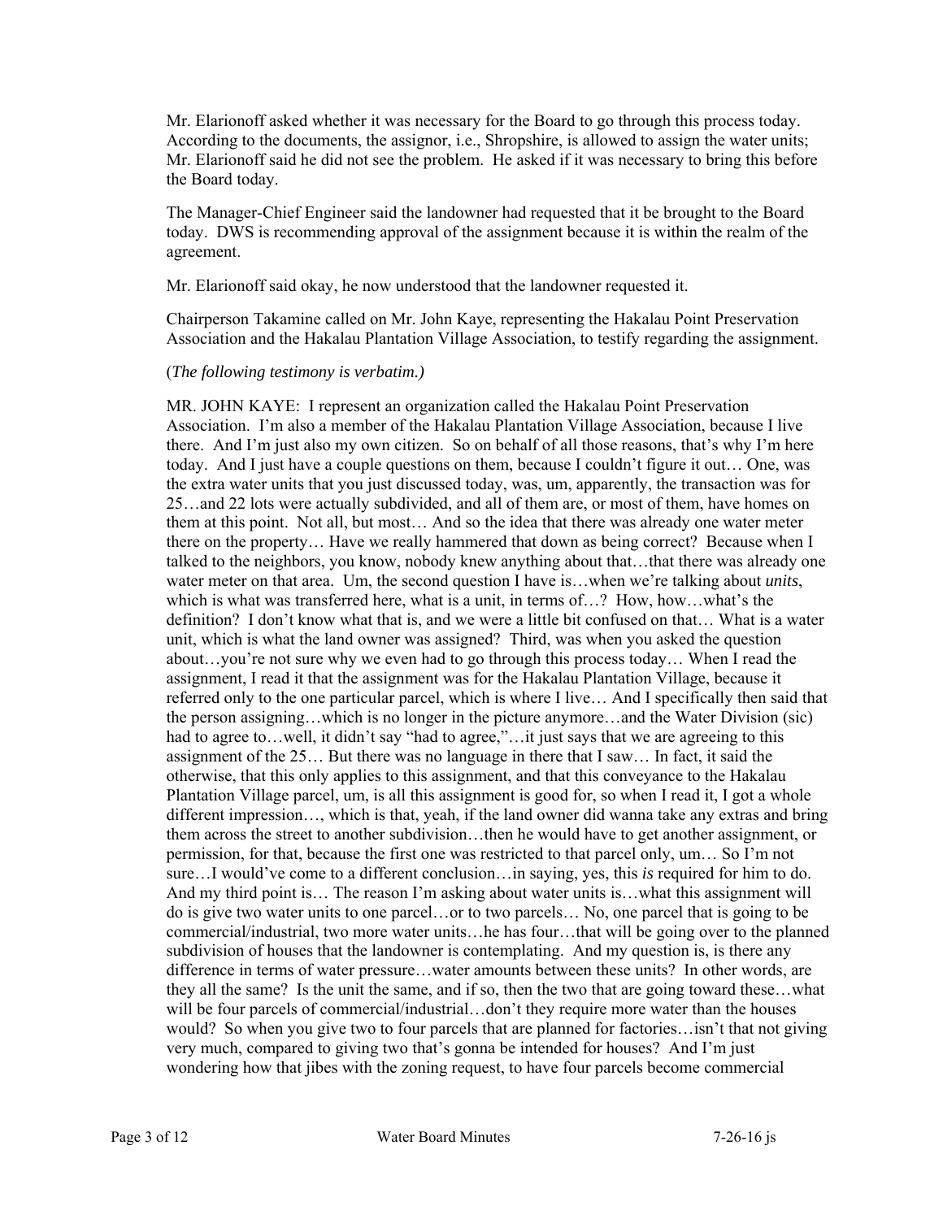Mr. Elarionoff asked whether it was necessary for the Board to go through this process today. According to the documents, the assignor, i.e., Shropshire, is allowed to assign the water units; Mr. Elarionoff said he did not see the problem. He asked if it was necessary to bring this before the Board today.

The Manager-Chief Engineer said the landowner had requested that it be brought to the Board today. DWS is recommending approval of the assignment because it is within the realm of the agreement.

Mr. Elarionoff said okay, he now understood that the landowner requested it.

Chairperson Takamine called on Mr. John Kaye, representing the Hakalau Point Preservation Association and the Hakalau Plantation Village Association, to testify regarding the assignment.

(*The following testimony is verbatim.)*

MR. JOHN KAYE: I represent an organization called the Hakalau Point Preservation Association. I'm also a member of the Hakalau Plantation Village Association, because I live there. And I'm just also my own citizen. So on behalf of all those reasons, that's why I'm here today. And I just have a couple questions on them, because I couldn't figure it out… One, was the extra water units that you just discussed today, was, um, apparently, the transaction was for 25…and 22 lots were actually subdivided, and all of them are, or most of them, have homes on them at this point. Not all, but most… And so the idea that there was already one water meter there on the property… Have we really hammered that down as being correct? Because when I talked to the neighbors, you know, nobody knew anything about that…that there was already one water meter on that area. Um, the second question I have is…when we're talking about *units*, which is what was transferred here, what is a unit, in terms of…? How, how…what's the definition? I don't know what that is, and we were a little bit confused on that… What is a water unit, which is what the land owner was assigned? Third, was when you asked the question about…you're not sure why we even had to go through this process today… When I read the assignment, I read it that the assignment was for the Hakalau Plantation Village, because it referred only to the one particular parcel, which is where I live… And I specifically then said that the person assigning…which is no longer in the picture anymore…and the Water Division (sic) had to agree to…well, it didn't say "had to agree,"…it just says that we are agreeing to this assignment of the 25… But there was no language in there that I saw… In fact, it said the otherwise, that this only applies to this assignment, and that this conveyance to the Hakalau Plantation Village parcel, um, is all this assignment is good for, so when I read it, I got a whole different impression…, which is that, yeah, if the land owner did wanna take any extras and bring them across the street to another subdivision…then he would have to get another assignment, or permission, for that, because the first one was restricted to that parcel only, um… So I'm not sure…I would've come to a different conclusion…in saying, yes, this *is* required for him to do. And my third point is… The reason I'm asking about water units is…what this assignment will do is give two water units to one parcel…or to two parcels… No, one parcel that is going to be commercial/industrial, two more water units…he has four…that will be going over to the planned subdivision of houses that the landowner is contemplating. And my question is, is there any difference in terms of water pressure…water amounts between these units? In other words, are they all the same? Is the unit the same, and if so, then the two that are going toward these…what will be four parcels of commercial/industrial…don't they require more water than the houses would? So when you give two to four parcels that are planned for factories…isn't that not giving very much, compared to giving two that's gonna be intended for houses? And I'm just wondering how that jibes with the zoning request, to have four parcels become commercial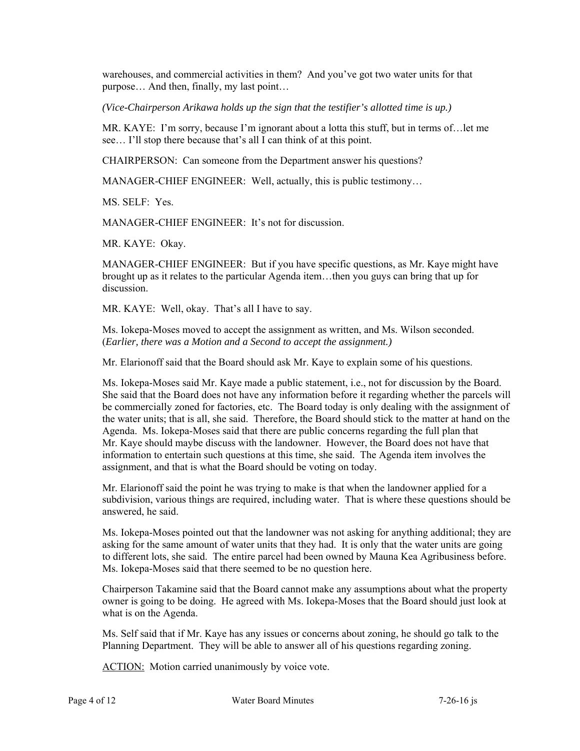warehouses, and commercial activities in them? And you've got two water units for that purpose… And then, finally, my last point…

*(Vice-Chairperson Arikawa holds up the sign that the testifier's allotted time is up.)*

MR. KAYE: I'm sorry, because I'm ignorant about a lotta this stuff, but in terms of…let me see… I'll stop there because that's all I can think of at this point.

CHAIRPERSON: Can someone from the Department answer his questions?

MANAGER-CHIEF ENGINEER: Well, actually, this is public testimony…

MS. SELF: Yes.

MANAGER-CHIEF ENGINEER: It's not for discussion.

MR. KAYE: Okay.

MANAGER-CHIEF ENGINEER: But if you have specific questions, as Mr. Kaye might have brought up as it relates to the particular Agenda item…then you guys can bring that up for discussion.

MR. KAYE: Well, okay. That's all I have to say.

Ms. Iokepa-Moses moved to accept the assignment as written, and Ms. Wilson seconded. (*Earlier, there was a Motion and a Second to accept the assignment.)*

Mr. Elarionoff said that the Board should ask Mr. Kaye to explain some of his questions.

Ms. Iokepa-Moses said Mr. Kaye made a public statement, i.e., not for discussion by the Board. She said that the Board does not have any information before it regarding whether the parcels will be commercially zoned for factories, etc. The Board today is only dealing with the assignment of the water units; that is all, she said. Therefore, the Board should stick to the matter at hand on the Agenda. Ms. Iokepa-Moses said that there are public concerns regarding the full plan that Mr. Kaye should maybe discuss with the landowner. However, the Board does not have that information to entertain such questions at this time, she said. The Agenda item involves the assignment, and that is what the Board should be voting on today.

Mr. Elarionoff said the point he was trying to make is that when the landowner applied for a subdivision, various things are required, including water. That is where these questions should be answered, he said.

Ms. Iokepa-Moses pointed out that the landowner was not asking for anything additional; they are asking for the same amount of water units that they had. It is only that the water units are going to different lots, she said. The entire parcel had been owned by Mauna Kea Agribusiness before. Ms. Iokepa-Moses said that there seemed to be no question here.

Chairperson Takamine said that the Board cannot make any assumptions about what the property owner is going to be doing. He agreed with Ms. Iokepa-Moses that the Board should just look at what is on the Agenda.

Ms. Self said that if Mr. Kaye has any issues or concerns about zoning, he should go talk to the Planning Department. They will be able to answer all of his questions regarding zoning.

ACTION: Motion carried unanimously by voice vote.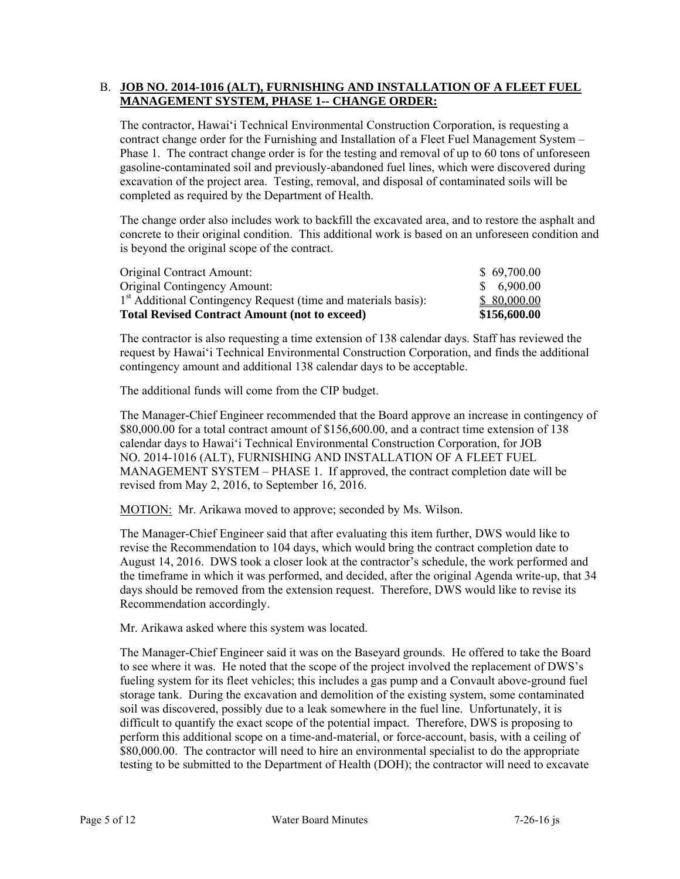B. **JOB NO. 2014-1016 (ALT), FURNISHING AND INSTALLATION OF A FLEET FUEL MANAGEMENT SYSTEM, PHASE 1-- CHANGE ORDER:**

The contractor, Hawaiʻi Technical Environmental Construction Corporation, is requesting a contract change order for the Furnishing and Installation of a Fleet Fuel Management System – Phase 1. The contract change order is for the testing and removal of up to 60 tons of unforeseen gasoline-contaminated soil and previously-abandoned fuel lines, which were discovered during excavation of the project area. Testing, removal, and disposal of contaminated soils will be completed as required by the Department of Health.

The change order also includes work to backfill the excavated area, and to restore the asphalt and concrete to their original condition. This additional work is based on an unforeseen condition and is beyond the original scope of the contract.

| | |
|---|---|
| Original Contract Amount: | $ 69,700.00 |
| Original Contingency Amount: | $ 6,900.00 |
| 1st Additional Contingency Request (time and materials basis): | $ 80,000.00 |
| **Total Revised Contract Amount (not to exceed)** | **$156,600.00** |

The contractor is also requesting a time extension of 138 calendar days. Staff has reviewed the request by Hawaiʻi Technical Environmental Construction Corporation, and finds the additional contingency amount and additional 138 calendar days to be acceptable.

The additional funds will come from the CIP budget.

The Manager-Chief Engineer recommended that the Board approve an increase in contingency of $80,000.00 for a total contract amount of $156,600.00, and a contract time extension of 138 calendar days to Hawaiʻi Technical Environmental Construction Corporation, for JOB NO. 2014-1016 (ALT), FURNISHING AND INSTALLATION OF A FLEET FUEL MANAGEMENT SYSTEM – PHASE 1. If approved, the contract completion date will be revised from May 2, 2016, to September 16, 2016.

MOTION: Mr. Arikawa moved to approve; seconded by Ms. Wilson.

The Manager-Chief Engineer said that after evaluating this item further, DWS would like to revise the Recommendation to 104 days, which would bring the contract completion date to August 14, 2016. DWS took a closer look at the contractor's schedule, the work performed and the timeframe in which it was performed, and decided, after the original Agenda write-up, that 34 days should be removed from the extension request. Therefore, DWS would like to revise its Recommendation accordingly.

Mr. Arikawa asked where this system was located.

The Manager-Chief Engineer said it was on the Baseyard grounds. He offered to take the Board to see where it was. He noted that the scope of the project involved the replacement of DWS's fueling system for its fleet vehicles; this includes a gas pump and a Convault above-ground fuel storage tank. During the excavation and demolition of the existing system, some contaminated soil was discovered, possibly due to a leak somewhere in the fuel line. Unfortunately, it is difficult to quantify the exact scope of the potential impact. Therefore, DWS is proposing to perform this additional scope on a time-and-material, or force-account, basis, with a ceiling of $80,000.00. The contractor will need to hire an environmental specialist to do the appropriate testing to be submitted to the Department of Health (DOH); the contractor will need to excavate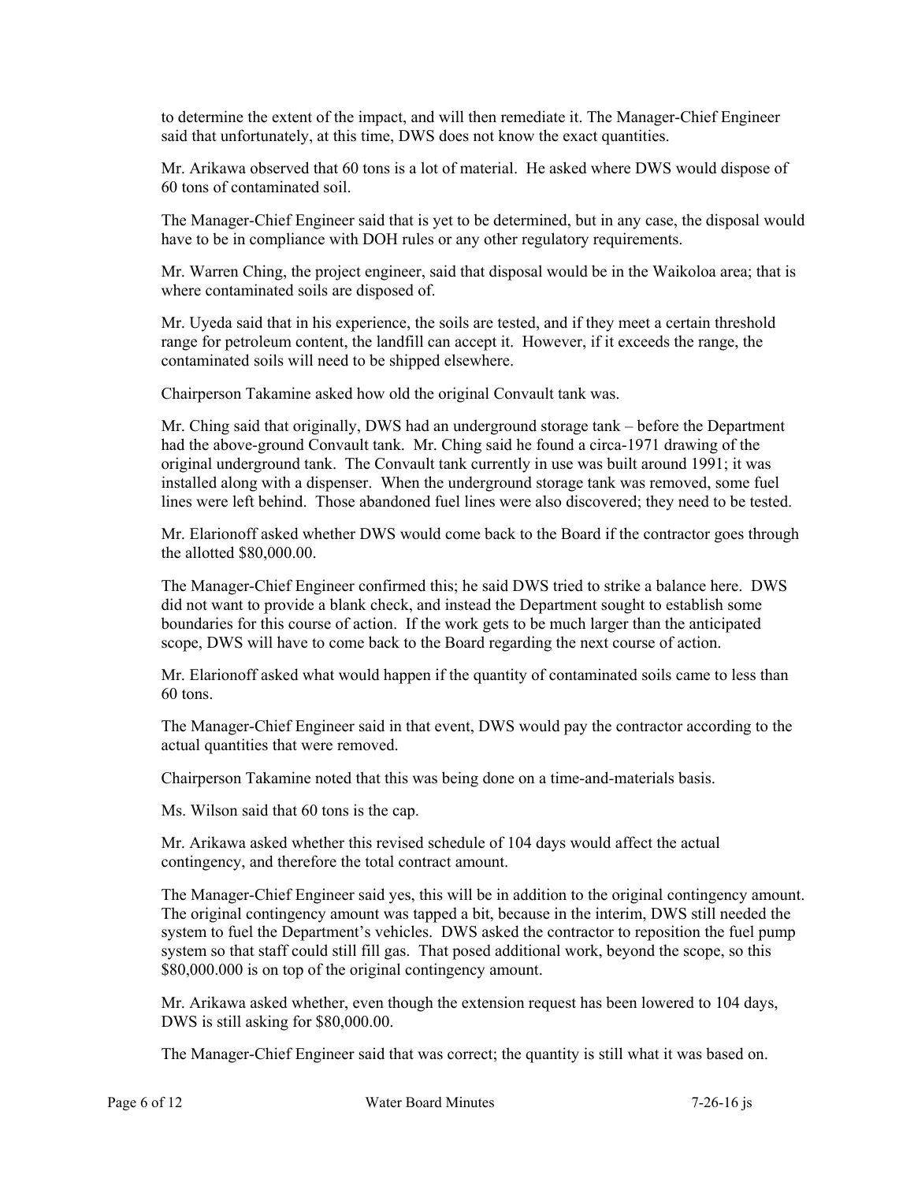to determine the extent of the impact, and will then remediate it. The Manager-Chief Engineer said that unfortunately, at this time, DWS does not know the exact quantities.

Mr. Arikawa observed that 60 tons is a lot of material. He asked where DWS would dispose of 60 tons of contaminated soil.

The Manager-Chief Engineer said that is yet to be determined, but in any case, the disposal would have to be in compliance with DOH rules or any other regulatory requirements.

Mr. Warren Ching, the project engineer, said that disposal would be in the Waikoloa area; that is where contaminated soils are disposed of.

Mr. Uyeda said that in his experience, the soils are tested, and if they meet a certain threshold range for petroleum content, the landfill can accept it. However, if it exceeds the range, the contaminated soils will need to be shipped elsewhere.

Chairperson Takamine asked how old the original Convault tank was.

Mr. Ching said that originally, DWS had an underground storage tank – before the Department had the above-ground Convault tank. Mr. Ching said he found a circa-1971 drawing of the original underground tank. The Convault tank currently in use was built around 1991; it was installed along with a dispenser. When the underground storage tank was removed, some fuel lines were left behind. Those abandoned fuel lines were also discovered; they need to be tested.

Mr. Elarionoff asked whether DWS would come back to the Board if the contractor goes through the allotted $80,000.00.

The Manager-Chief Engineer confirmed this; he said DWS tried to strike a balance here. DWS did not want to provide a blank check, and instead the Department sought to establish some boundaries for this course of action. If the work gets to be much larger than the anticipated scope, DWS will have to come back to the Board regarding the next course of action.

Mr. Elarionoff asked what would happen if the quantity of contaminated soils came to less than 60 tons.

The Manager-Chief Engineer said in that event, DWS would pay the contractor according to the actual quantities that were removed.

Chairperson Takamine noted that this was being done on a time-and-materials basis.

Ms. Wilson said that 60 tons is the cap.

Mr. Arikawa asked whether this revised schedule of 104 days would affect the actual contingency, and therefore the total contract amount.

The Manager-Chief Engineer said yes, this will be in addition to the original contingency amount. The original contingency amount was tapped a bit, because in the interim, DWS still needed the system to fuel the Department's vehicles. DWS asked the contractor to reposition the fuel pump system so that staff could still fill gas. That posed additional work, beyond the scope, so this $80,000.000 is on top of the original contingency amount.

Mr. Arikawa asked whether, even though the extension request has been lowered to 104 days, DWS is still asking for $80,000.00.

The Manager-Chief Engineer said that was correct; the quantity is still what it was based on.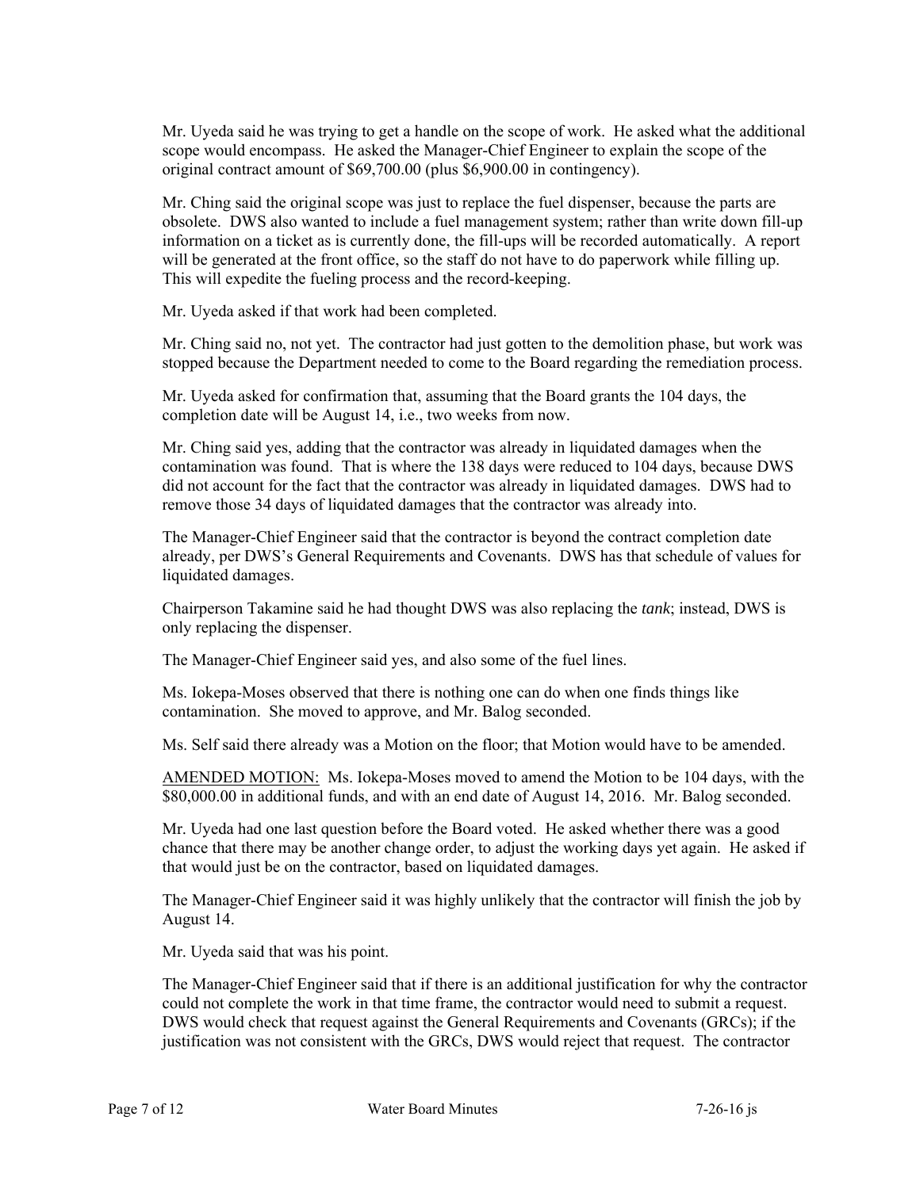Mr. Uyeda said he was trying to get a handle on the scope of work. He asked what the additional scope would encompass. He asked the Manager-Chief Engineer to explain the scope of the original contract amount of $69,700.00 (plus $6,900.00 in contingency).

Mr. Ching said the original scope was just to replace the fuel dispenser, because the parts are obsolete. DWS also wanted to include a fuel management system; rather than write down fill-up information on a ticket as is currently done, the fill-ups will be recorded automatically. A report will be generated at the front office, so the staff do not have to do paperwork while filling up. This will expedite the fueling process and the record-keeping.

Mr. Uyeda asked if that work had been completed.

Mr. Ching said no, not yet. The contractor had just gotten to the demolition phase, but work was stopped because the Department needed to come to the Board regarding the remediation process.

Mr. Uyeda asked for confirmation that, assuming that the Board grants the 104 days, the completion date will be August 14, i.e., two weeks from now.

Mr. Ching said yes, adding that the contractor was already in liquidated damages when the contamination was found. That is where the 138 days were reduced to 104 days, because DWS did not account for the fact that the contractor was already in liquidated damages. DWS had to remove those 34 days of liquidated damages that the contractor was already into.

The Manager-Chief Engineer said that the contractor is beyond the contract completion date already, per DWS's General Requirements and Covenants. DWS has that schedule of values for liquidated damages.

Chairperson Takamine said he had thought DWS was also replacing the *tank*; instead, DWS is only replacing the dispenser.

The Manager-Chief Engineer said yes, and also some of the fuel lines.

Ms. Iokepa-Moses observed that there is nothing one can do when one finds things like contamination. She moved to approve, and Mr. Balog seconded.

Ms. Self said there already was a Motion on the floor; that Motion would have to be amended.

<u>AMENDED MOTION:</u> Ms. Iokepa-Moses moved to amend the Motion to be 104 days, with the $80,000.00 in additional funds, and with an end date of August 14, 2016. Mr. Balog seconded.

Mr. Uyeda had one last question before the Board voted. He asked whether there was a good chance that there may be another change order, to adjust the working days yet again. He asked if that would just be on the contractor, based on liquidated damages.

The Manager-Chief Engineer said it was highly unlikely that the contractor will finish the job by August 14.

Mr. Uyeda said that was his point.

The Manager-Chief Engineer said that if there is an additional justification for why the contractor could not complete the work in that time frame, the contractor would need to submit a request. DWS would check that request against the General Requirements and Covenants (GRCs); if the justification was not consistent with the GRCs, DWS would reject that request. The contractor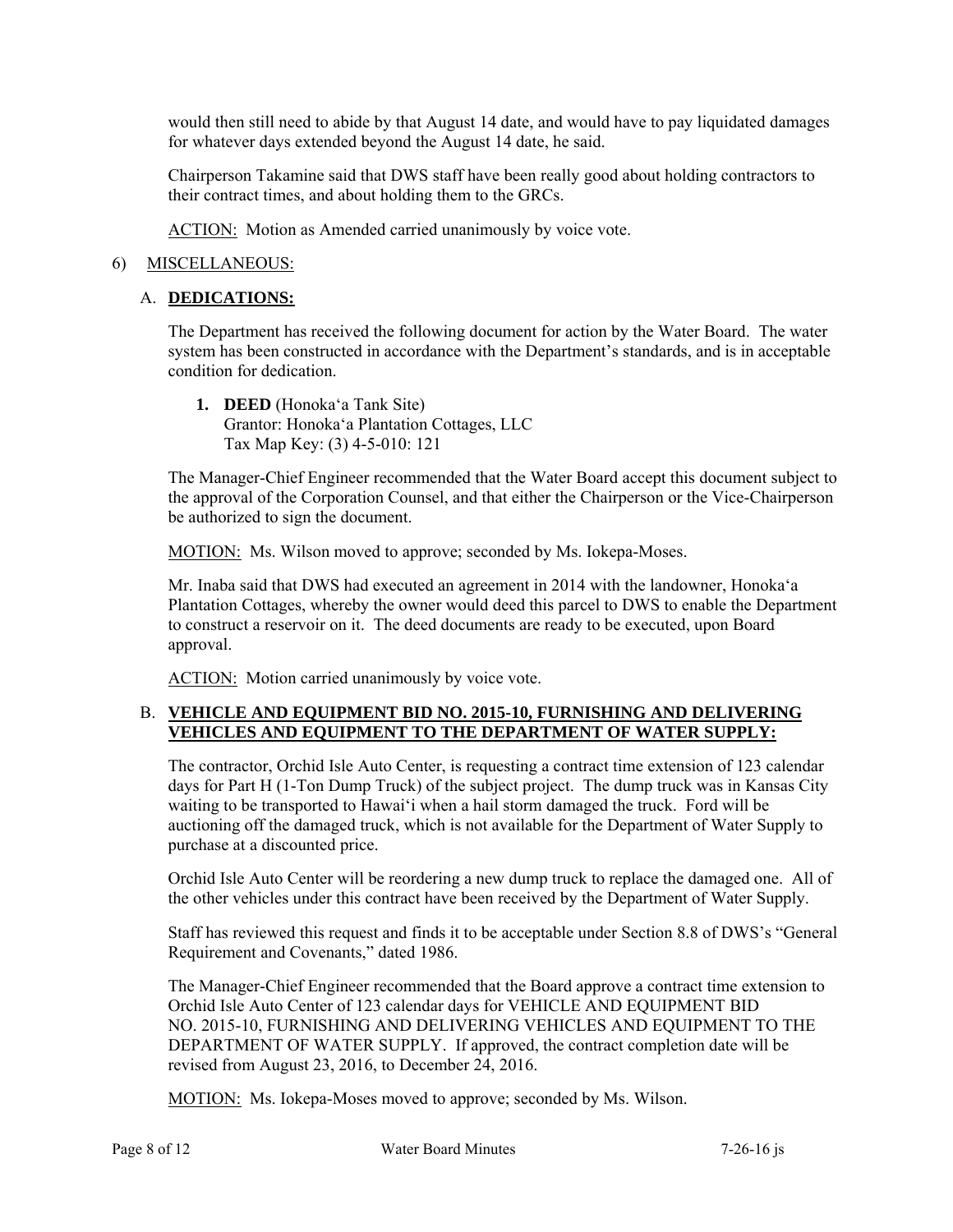would then still need to abide by that August 14 date, and would have to pay liquidated damages for whatever days extended beyond the August 14 date, he said.

Chairperson Takamine said that DWS staff have been really good about holding contractors to their contract times, and about holding them to the GRCs.

ACTION: Motion as Amended carried unanimously by voice vote.

6) MISCELLANEOUS:

A. **DEDICATIONS:**

The Department has received the following document for action by the Water Board. The water system has been constructed in accordance with the Department's standards, and is in acceptable condition for dedication.

1. **DEED** (Honoka'a Tank Site)
   Grantor: Honoka'a Plantation Cottages, LLC
   Tax Map Key: (3) 4-5-010: 121

The Manager-Chief Engineer recommended that the Water Board accept this document subject to the approval of the Corporation Counsel, and that either the Chairperson or the Vice-Chairperson be authorized to sign the document.

MOTION: Ms. Wilson moved to approve; seconded by Ms. Iokepa-Moses.

Mr. Inaba said that DWS had executed an agreement in 2014 with the landowner, Honoka'a Plantation Cottages, whereby the owner would deed this parcel to DWS to enable the Department to construct a reservoir on it. The deed documents are ready to be executed, upon Board approval.

ACTION: Motion carried unanimously by voice vote.

B. **VEHICLE AND EQUIPMENT BID NO. 2015-10, FURNISHING AND DELIVERING VEHICLES AND EQUIPMENT TO THE DEPARTMENT OF WATER SUPPLY:**

The contractor, Orchid Isle Auto Center, is requesting a contract time extension of 123 calendar days for Part H (1-Ton Dump Truck) of the subject project. The dump truck was in Kansas City waiting to be transported to Hawai'i when a hail storm damaged the truck. Ford will be auctioning off the damaged truck, which is not available for the Department of Water Supply to purchase at a discounted price.

Orchid Isle Auto Center will be reordering a new dump truck to replace the damaged one. All of the other vehicles under this contract have been received by the Department of Water Supply.

Staff has reviewed this request and finds it to be acceptable under Section 8.8 of DWS's "General Requirement and Covenants," dated 1986.

The Manager-Chief Engineer recommended that the Board approve a contract time extension to Orchid Isle Auto Center of 123 calendar days for VEHICLE AND EQUIPMENT BID NO. 2015-10, FURNISHING AND DELIVERING VEHICLES AND EQUIPMENT TO THE DEPARTMENT OF WATER SUPPLY. If approved, the contract completion date will be revised from August 23, 2016, to December 24, 2016.

MOTION: Ms. Iokepa-Moses moved to approve; seconded by Ms. Wilson.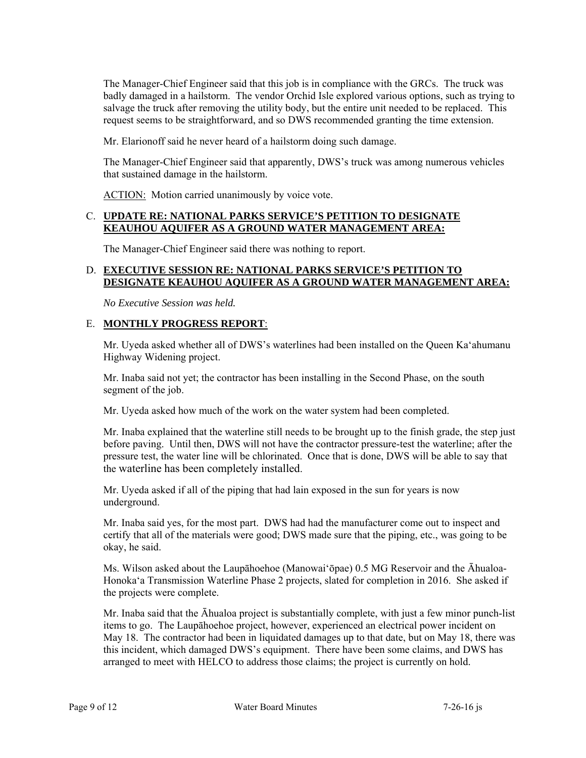The Manager-Chief Engineer said that this job is in compliance with the GRCs. The truck was badly damaged in a hailstorm. The vendor Orchid Isle explored various options, such as trying to salvage the truck after removing the utility body, but the entire unit needed to be replaced. This request seems to be straightforward, and so DWS recommended granting the time extension.

Mr. Elarionoff said he never heard of a hailstorm doing such damage.

The Manager-Chief Engineer said that apparently, DWS's truck was among numerous vehicles that sustained damage in the hailstorm.

ACTION: Motion carried unanimously by voice vote.

C. **UPDATE RE: NATIONAL PARKS SERVICE'S PETITION TO DESIGNATE KEAUHOU AQUIFER AS A GROUND WATER MANAGEMENT AREA:**

The Manager-Chief Engineer said there was nothing to report.

D. **EXECUTIVE SESSION RE: NATIONAL PARKS SERVICE'S PETITION TO DESIGNATE KEAUHOU AQUIFER AS A GROUND WATER MANAGEMENT AREA:**

*No Executive Session was held.*

E. **MONTHLY PROGRESS REPORT**:

Mr. Uyeda asked whether all of DWS's waterlines had been installed on the Queen Ka'ahumanu Highway Widening project.

Mr. Inaba said not yet; the contractor has been installing in the Second Phase, on the south segment of the job.

Mr. Uyeda asked how much of the work on the water system had been completed.

Mr. Inaba explained that the waterline still needs to be brought up to the finish grade, the step just before paving. Until then, DWS will not have the contractor pressure-test the waterline; after the pressure test, the water line will be chlorinated. Once that is done, DWS will be able to say that the waterline has been completely installed.

Mr. Uyeda asked if all of the piping that had lain exposed in the sun for years is now underground.

Mr. Inaba said yes, for the most part. DWS had had the manufacturer come out to inspect and certify that all of the materials were good; DWS made sure that the piping, etc., was going to be okay, he said.

Ms. Wilson asked about the Laupāhoehoe (Manowai'ōpae) 0.5 MG Reservoir and the Āhualoa-Honoka'a Transmission Waterline Phase 2 projects, slated for completion in 2016. She asked if the projects were complete.

Mr. Inaba said that the Āhualoa project is substantially complete, with just a few minor punch-list items to go. The Laupāhoehoe project, however, experienced an electrical power incident on May 18. The contractor had been in liquidated damages up to that date, but on May 18, there was this incident, which damaged DWS's equipment. There have been some claims, and DWS has arranged to meet with HELCO to address those claims; the project is currently on hold.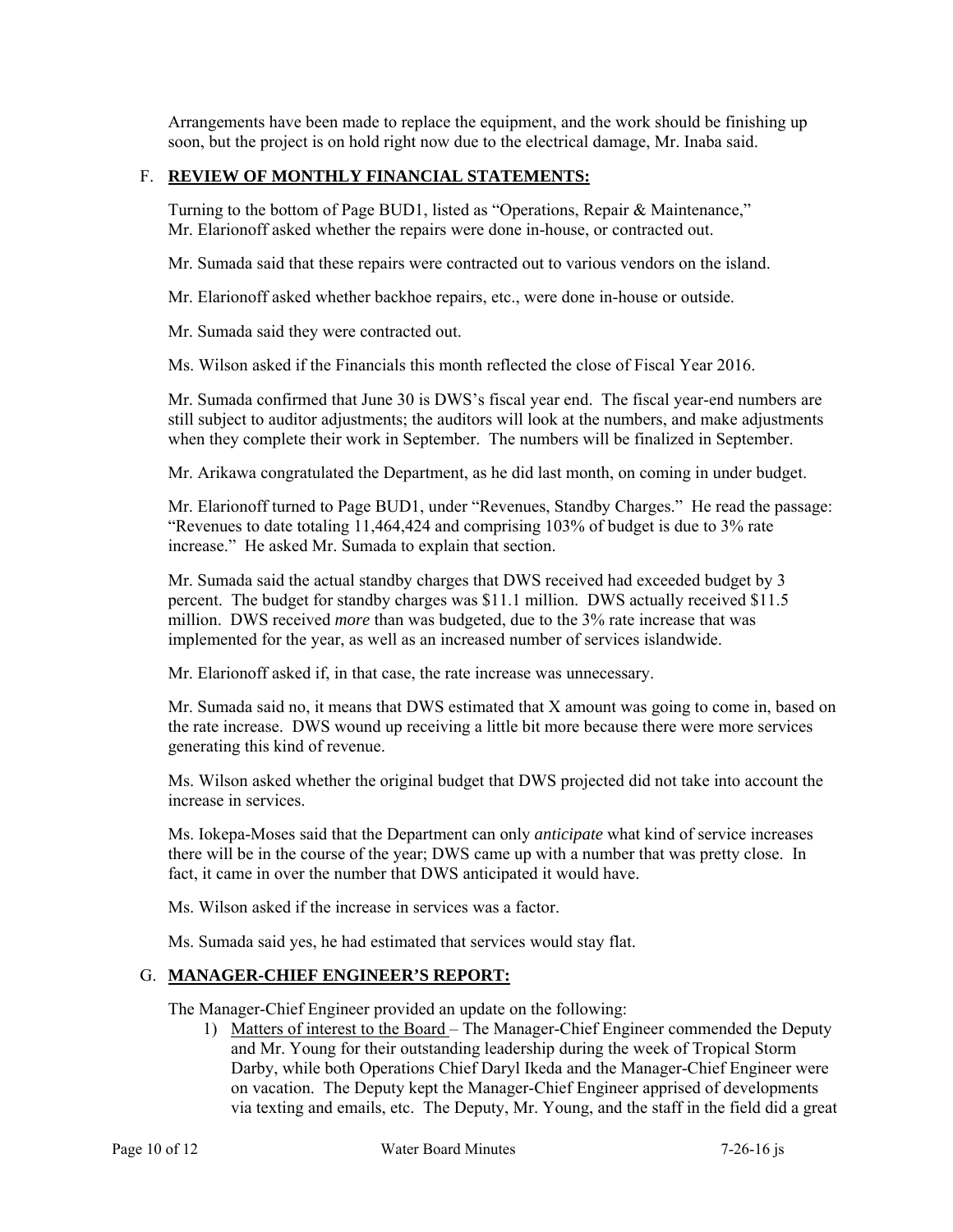Arrangements have been made to replace the equipment, and the work should be finishing up soon, but the project is on hold right now due to the electrical damage, Mr. Inaba said.

F. **REVIEW OF MONTHLY FINANCIAL STATEMENTS:**

Turning to the bottom of Page BUD1, listed as "Operations, Repair & Maintenance," Mr. Elarionoff asked whether the repairs were done in-house, or contracted out.

Mr. Sumada said that these repairs were contracted out to various vendors on the island.

Mr. Elarionoff asked whether backhoe repairs, etc., were done in-house or outside.

Mr. Sumada said they were contracted out.

Ms. Wilson asked if the Financials this month reflected the close of Fiscal Year 2016.

Mr. Sumada confirmed that June 30 is DWS's fiscal year end. The fiscal year-end numbers are still subject to auditor adjustments; the auditors will look at the numbers, and make adjustments when they complete their work in September. The numbers will be finalized in September.

Mr. Arikawa congratulated the Department, as he did last month, on coming in under budget.

Mr. Elarionoff turned to Page BUD1, under "Revenues, Standby Charges." He read the passage: "Revenues to date totaling 11,464,424 and comprising 103% of budget is due to 3% rate increase." He asked Mr. Sumada to explain that section.

Mr. Sumada said the actual standby charges that DWS received had exceeded budget by 3 percent. The budget for standby charges was $11.1 million. DWS actually received $11.5 million. DWS received *more* than was budgeted, due to the 3% rate increase that was implemented for the year, as well as an increased number of services islandwide.

Mr. Elarionoff asked if, in that case, the rate increase was unnecessary.

Mr. Sumada said no, it means that DWS estimated that X amount was going to come in, based on the rate increase. DWS wound up receiving a little bit more because there were more services generating this kind of revenue.

Ms. Wilson asked whether the original budget that DWS projected did not take into account the increase in services.

Ms. Iokepa-Moses said that the Department can only *anticipate* what kind of service increases there will be in the course of the year; DWS came up with a number that was pretty close. In fact, it came in over the number that DWS anticipated it would have.

Ms. Wilson asked if the increase in services was a factor.

Ms. Sumada said yes, he had estimated that services would stay flat.

G. **MANAGER-CHIEF ENGINEER'S REPORT:**

The Manager-Chief Engineer provided an update on the following:

1) Matters of interest to the Board – The Manager-Chief Engineer commended the Deputy and Mr. Young for their outstanding leadership during the week of Tropical Storm Darby, while both Operations Chief Daryl Ikeda and the Manager-Chief Engineer were on vacation. The Deputy kept the Manager-Chief Engineer apprised of developments via texting and emails, etc. The Deputy, Mr. Young, and the staff in the field did a great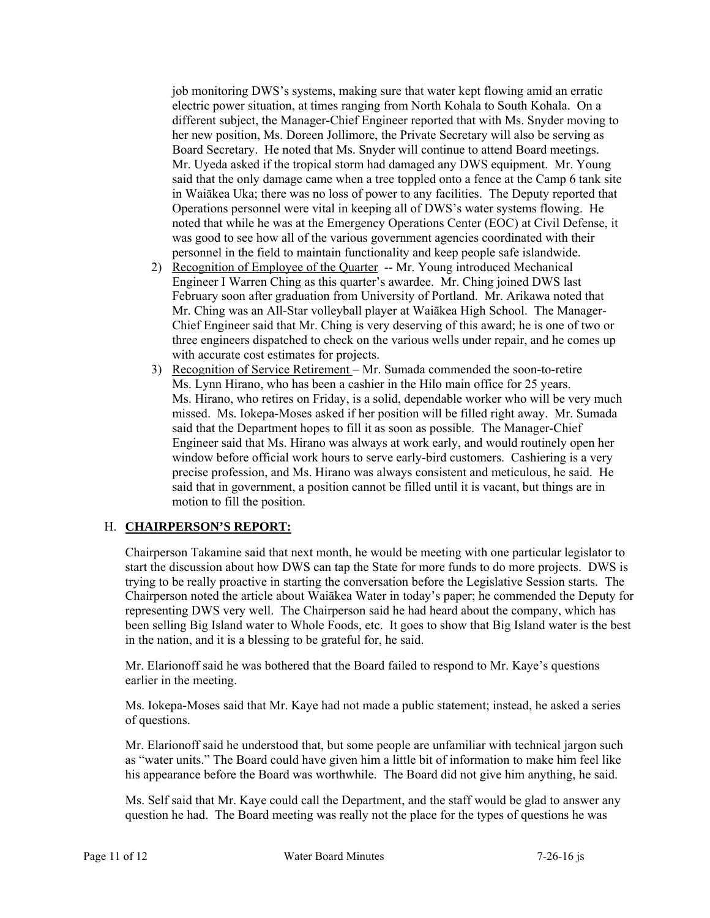job monitoring DWS's systems, making sure that water kept flowing amid an erratic electric power situation, at times ranging from North Kohala to South Kohala. On a different subject, the Manager-Chief Engineer reported that with Ms. Snyder moving to her new position, Ms. Doreen Jollimore, the Private Secretary will also be serving as Board Secretary. He noted that Ms. Snyder will continue to attend Board meetings. Mr. Uyeda asked if the tropical storm had damaged any DWS equipment. Mr. Young said that the only damage came when a tree toppled onto a fence at the Camp 6 tank site in Waiākea Uka; there was no loss of power to any facilities. The Deputy reported that Operations personnel were vital in keeping all of DWS's water systems flowing. He noted that while he was at the Emergency Operations Center (EOC) at Civil Defense, it was good to see how all of the various government agencies coordinated with their personnel in the field to maintain functionality and keep people safe islandwide.

2) <u>Recognition of Employee of the Quarter</u> -- Mr. Young introduced Mechanical Engineer I Warren Ching as this quarter's awardee. Mr. Ching joined DWS last February soon after graduation from University of Portland. Mr. Arikawa noted that Mr. Ching was an All-Star volleyball player at Waiākea High School. The Manager-Chief Engineer said that Mr. Ching is very deserving of this award; he is one of two or three engineers dispatched to check on the various wells under repair, and he comes up with accurate cost estimates for projects.
3) <u>Recognition of Service Retirement</u> – Mr. Sumada commended the soon-to-retire Ms. Lynn Hirano, who has been a cashier in the Hilo main office for 25 years. Ms. Hirano, who retires on Friday, is a solid, dependable worker who will be very much missed. Ms. Iokepa-Moses asked if her position will be filled right away. Mr. Sumada said that the Department hopes to fill it as soon as possible. The Manager-Chief Engineer said that Ms. Hirano was always at work early, and would routinely open her window before official work hours to serve early-bird customers. Cashiering is a very precise profession, and Ms. Hirano was always consistent and meticulous, he said. He said that in government, a position cannot be filled until it is vacant, but things are in motion to fill the position.

## H. CHAIRPERSON'S REPORT:

Chairperson Takamine said that next month, he would be meeting with one particular legislator to start the discussion about how DWS can tap the State for more funds to do more projects. DWS is trying to be really proactive in starting the conversation before the Legislative Session starts. The Chairperson noted the article about Waiākea Water in today's paper; he commended the Deputy for representing DWS very well. The Chairperson said he had heard about the company, which has been selling Big Island water to Whole Foods, etc. It goes to show that Big Island water is the best in the nation, and it is a blessing to be grateful for, he said.

Mr. Elarionoff said he was bothered that the Board failed to respond to Mr. Kaye's questions earlier in the meeting.

Ms. Iokepa-Moses said that Mr. Kaye had not made a public statement; instead, he asked a series of questions.

Mr. Elarionoff said he understood that, but some people are unfamiliar with technical jargon such as "water units." The Board could have given him a little bit of information to make him feel like his appearance before the Board was worthwhile. The Board did not give him anything, he said.

Ms. Self said that Mr. Kaye could call the Department, and the staff would be glad to answer any question he had. The Board meeting was really not the place for the types of questions he was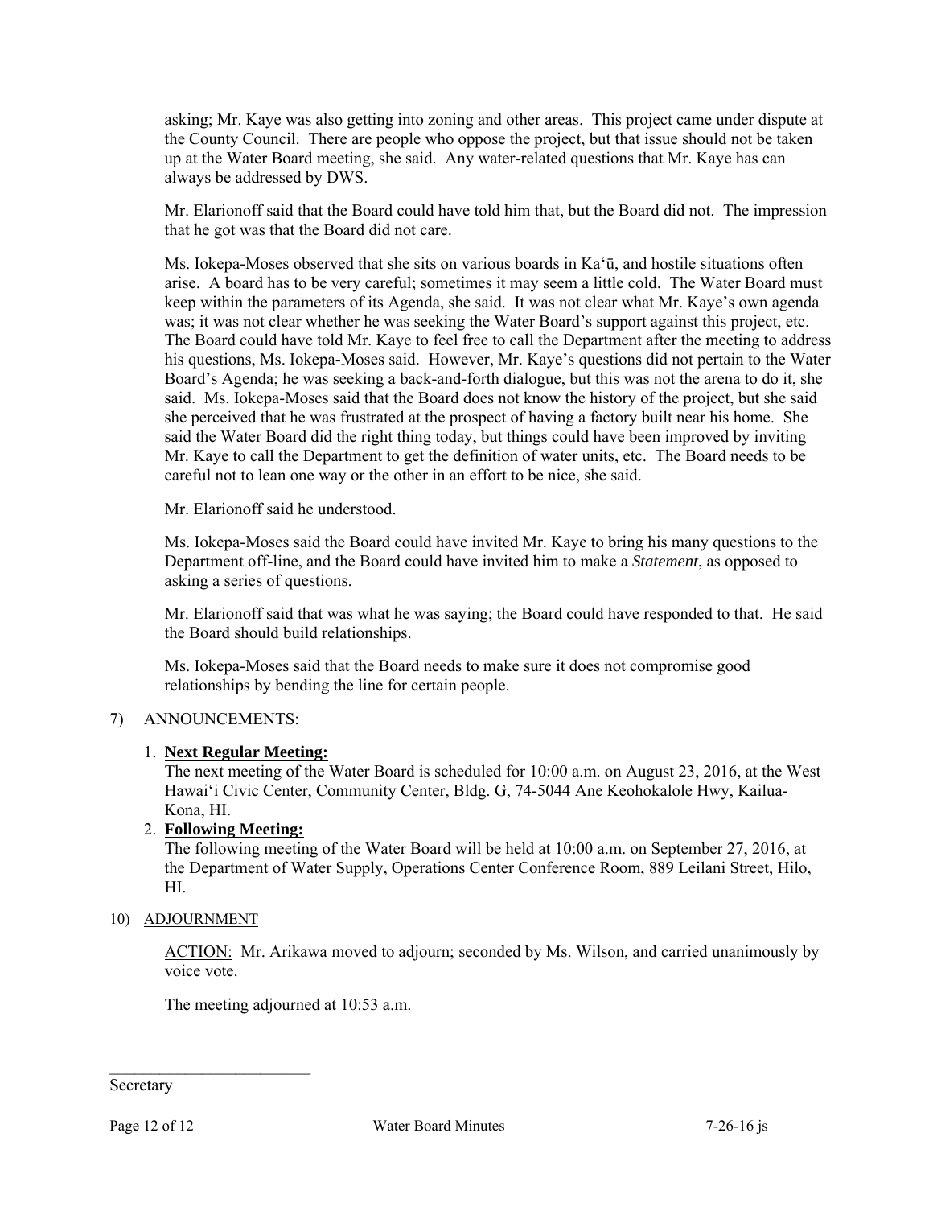asking; Mr. Kaye was also getting into zoning and other areas. This project came under dispute at the County Council. There are people who oppose the project, but that issue should not be taken up at the Water Board meeting, she said. Any water-related questions that Mr. Kaye has can always be addressed by DWS.

Mr. Elarionoff said that the Board could have told him that, but the Board did not. The impression that he got was that the Board did not care.

Ms. Iokepa-Moses observed that she sits on various boards in Ka'ū, and hostile situations often arise. A board has to be very careful; sometimes it may seem a little cold. The Water Board must keep within the parameters of its Agenda, she said. It was not clear what Mr. Kaye's own agenda was; it was not clear whether he was seeking the Water Board's support against this project, etc. The Board could have told Mr. Kaye to feel free to call the Department after the meeting to address his questions, Ms. Iokepa-Moses said. However, Mr. Kaye's questions did not pertain to the Water Board's Agenda; he was seeking a back-and-forth dialogue, but this was not the arena to do it, she said. Ms. Iokepa-Moses said that the Board does not know the history of the project, but she said she perceived that he was frustrated at the prospect of having a factory built near his home. She said the Water Board did the right thing today, but things could have been improved by inviting Mr. Kaye to call the Department to get the definition of water units, etc. The Board needs to be careful not to lean one way or the other in an effort to be nice, she said.

Mr. Elarionoff said he understood.

Ms. Iokepa-Moses said the Board could have invited Mr. Kaye to bring his many questions to the Department off-line, and the Board could have invited him to make a *Statement*, as opposed to asking a series of questions.

Mr. Elarionoff said that was what he was saying; the Board could have responded to that. He said the Board should build relationships.

Ms. Iokepa-Moses said that the Board needs to make sure it does not compromise good relationships by bending the line for certain people.

7) ANNOUNCEMENTS:

1. **Next Regular Meeting:**
   The next meeting of the Water Board is scheduled for 10:00 a.m. on August 23, 2016, at the West Hawai'i Civic Center, Community Center, Bldg. G, 74-5044 Ane Keohokalole Hwy, Kailua-Kona, HI.
2. **Following Meeting:**
   The following meeting of the Water Board will be held at 10:00 a.m. on September 27, 2016, at the Department of Water Supply, Operations Center Conference Room, 889 Leilani Street, Hilo, HI.

10) ADJOURNMENT

ACTION: Mr. Arikawa moved to adjourn; seconded by Ms. Wilson, and carried unanimously by voice vote.

The meeting adjourned at 10:53 a.m.

\_\_\_\_\_\_\_\_\_\_\_\_\_\_\_\_\_\_\_\_\_\_\_\_\_\_

Secretary